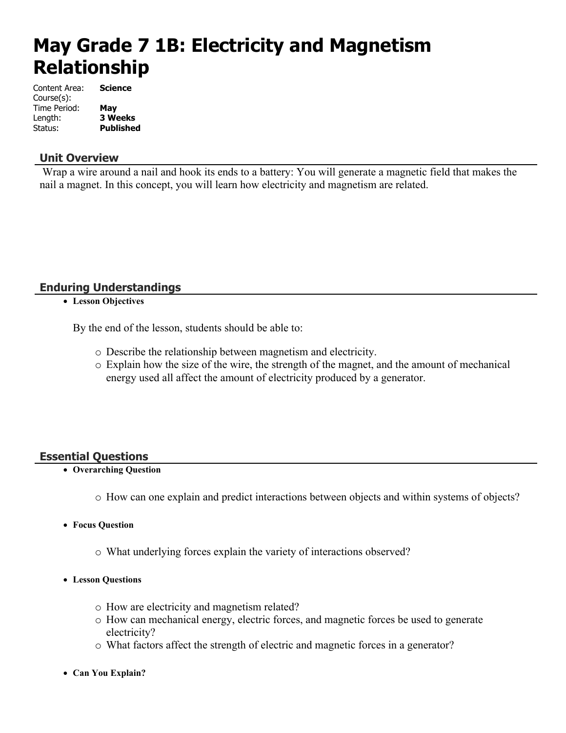# May Grade 7 1B: Electricity and Magnetism Relationship

Content Area: **Science**
Course(s):
Time Period: **May**
Length: **3 Weeks**
Status: **Published**

## Unit Overview

Wrap a wire around a nail and hook its ends to a battery: You will generate a magnetic field that makes the nail a magnet. In this concept, you will learn how electricity and magnetism are related.

## Enduring Understandings

- **Lesson Objectives**

  By the end of the lesson, students should be able to:

  - Describe the relationship between magnetism and electricity.
  - Explain how the size of the wire, the strength of the magnet, and the amount of mechanical energy used all affect the amount of electricity produced by a generator.

## Essential Questions

- **Overarching Question**
  - How can one explain and predict interactions between objects and within systems of objects?
- **Focus Question**
  - What underlying forces explain the variety of interactions observed?
- **Lesson Questions**
  - How are electricity and magnetism related?
  - How can mechanical energy, electric forces, and magnetic forces be used to generate electricity?
  - What factors affect the strength of electric and magnetic forces in a generator?
- **Can You Explain?**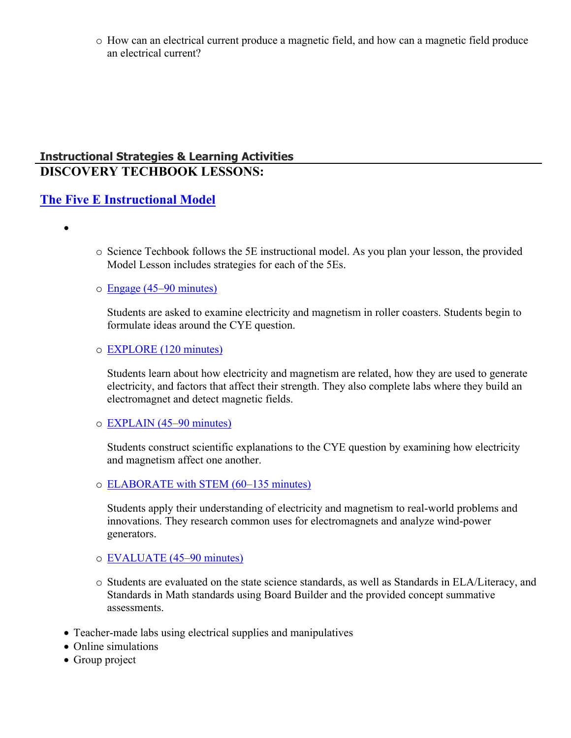- How can an electrical current produce a magnetic field, and how can a magnetic field produce an electrical current?

## Instructional Strategies & Learning Activities

### DISCOVERY TECHBOOK LESSONS:

### [The Five E Instructional Model]()

-
    - Science Techbook follows the 5E instructional model. As you plan your lesson, the provided Model Lesson includes strategies for each of the 5Es.
    - [Engage (45–90 minutes)]()

      Students are asked to examine electricity and magnetism in roller coasters. Students begin to formulate ideas around the CYE question.

    - [EXPLORE (120 minutes)]()

      Students learn about how electricity and magnetism are related, how they are used to generate electricity, and factors that affect their strength. They also complete labs where they build an electromagnet and detect magnetic fields.

    - [EXPLAIN (45–90 minutes)]()

      Students construct scientific explanations to the CYE question by examining how electricity and magnetism affect one another.

    - [ELABORATE with STEM (60–135 minutes)]()

      Students apply their understanding of electricity and magnetism to real-world problems and innovations. They research common uses for electromagnets and analyze wind-power generators.

    - [EVALUATE (45–90 minutes)]()
    - Students are evaluated on the state science standards, as well as Standards in ELA/Literacy, and Standards in Math standards using Board Builder and the provided concept summative assessments.
- Teacher-made labs using electrical supplies and manipulatives
- Online simulations
- Group project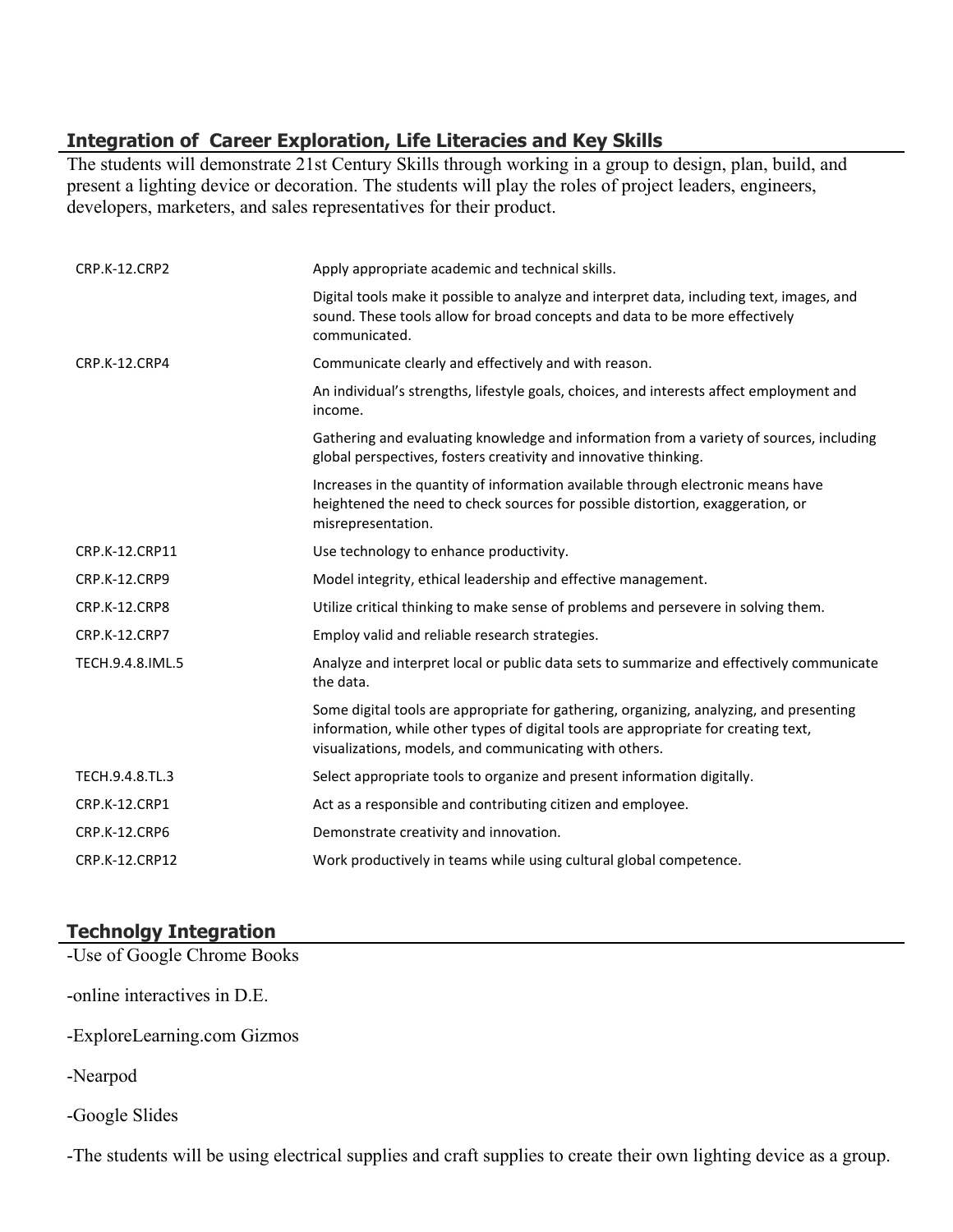## Integration of  Career Exploration, Life Literacies and Key Skills

The students will demonstrate 21st Century Skills through working in a group to design, plan, build, and present a lighting device or decoration. The students will play the roles of project leaders, engineers, developers, marketers, and sales representatives for their product.

| | |
|---|---|
| CRP.K-12.CRP2 | Apply appropriate academic and technical skills. |
| | Digital tools make it possible to analyze and interpret data, including text, images, and sound. These tools allow for broad concepts and data to be more effectively communicated. |
| CRP.K-12.CRP4 | Communicate clearly and effectively and with reason. |
| | An individual's strengths, lifestyle goals, choices, and interests affect employment and income. |
| | Gathering and evaluating knowledge and information from a variety of sources, including global perspectives, fosters creativity and innovative thinking. |
| | Increases in the quantity of information available through electronic means have heightened the need to check sources for possible distortion, exaggeration, or misrepresentation. |
| CRP.K-12.CRP11 | Use technology to enhance productivity. |
| CRP.K-12.CRP9 | Model integrity, ethical leadership and effective management. |
| CRP.K-12.CRP8 | Utilize critical thinking to make sense of problems and persevere in solving them. |
| CRP.K-12.CRP7 | Employ valid and reliable research strategies. |
| TECH.9.4.8.IML.5 | Analyze and interpret local or public data sets to summarize and effectively communicate the data. |
| | Some digital tools are appropriate for gathering, organizing, analyzing, and presenting information, while other types of digital tools are appropriate for creating text, visualizations, models, and communicating with others. |
| TECH.9.4.8.TL.3 | Select appropriate tools to organize and present information digitally. |
| CRP.K-12.CRP1 | Act as a responsible and contributing citizen and employee. |
| CRP.K-12.CRP6 | Demonstrate creativity and innovation. |
| CRP.K-12.CRP12 | Work productively in teams while using cultural global competence. |

## Technolgy Integration

-Use of Google Chrome Books

-online interactives in D.E.

-ExploreLearning.com Gizmos

-Nearpod

-Google Slides

-The students will be using electrical supplies and craft supplies to create their own lighting device as a group.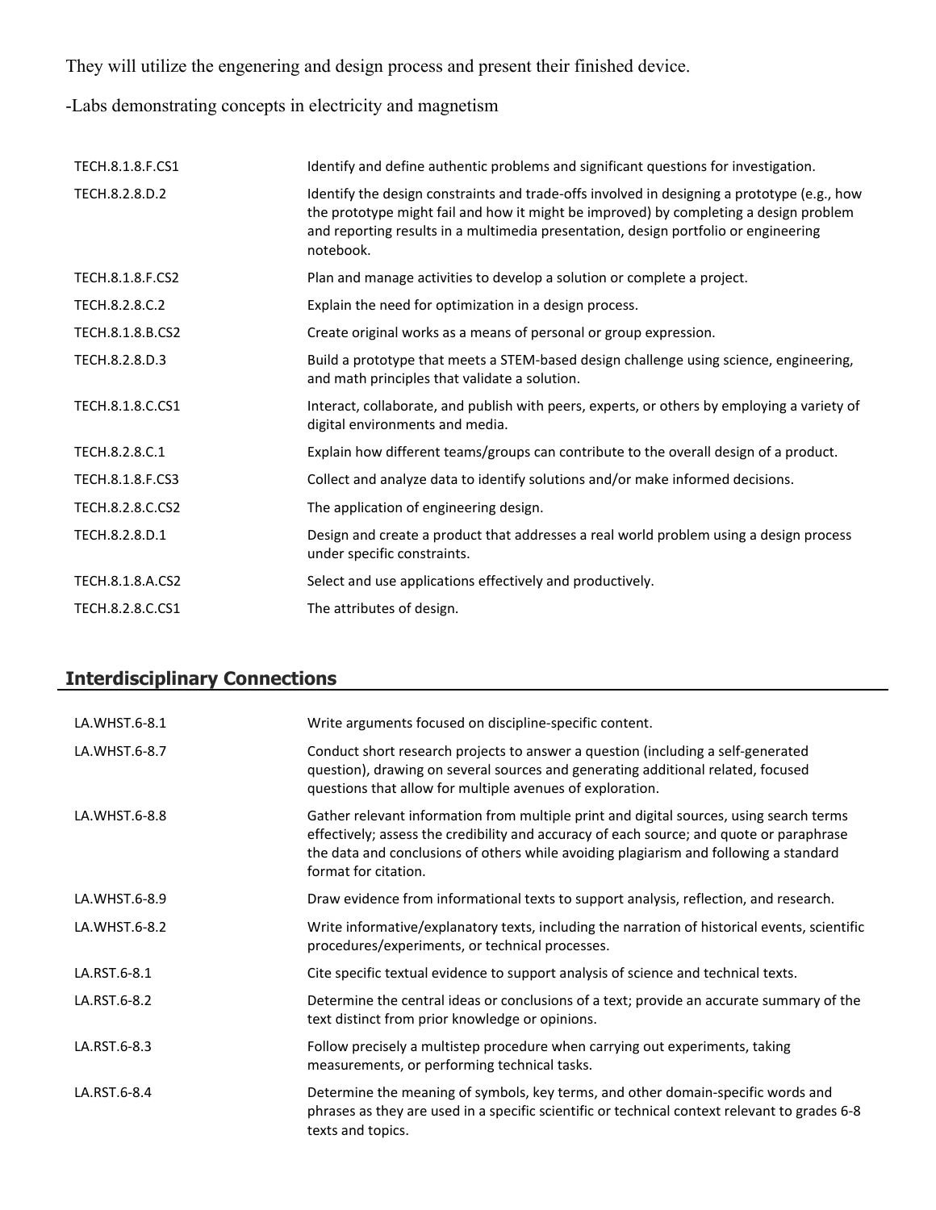They will utilize the engenering and design process and present their finished device.

-Labs demonstrating concepts in electricity and magnetism

| | |
|---|---|
| TECH.8.1.8.F.CS1 | Identify and define authentic problems and significant questions for investigation. |
| TECH.8.2.8.D.2 | Identify the design constraints and trade-offs involved in designing a prototype (e.g., how the prototype might fail and how it might be improved) by completing a design problem and reporting results in a multimedia presentation, design portfolio or engineering notebook. |
| TECH.8.1.8.F.CS2 | Plan and manage activities to develop a solution or complete a project. |
| TECH.8.2.8.C.2 | Explain the need for optimization in a design process. |
| TECH.8.1.8.B.CS2 | Create original works as a means of personal or group expression. |
| TECH.8.2.8.D.3 | Build a prototype that meets a STEM-based design challenge using science, engineering, and math principles that validate a solution. |
| TECH.8.1.8.C.CS1 | Interact, collaborate, and publish with peers, experts, or others by employing a variety of digital environments and media. |
| TECH.8.2.8.C.1 | Explain how different teams/groups can contribute to the overall design of a product. |
| TECH.8.1.8.F.CS3 | Collect and analyze data to identify solutions and/or make informed decisions. |
| TECH.8.2.8.C.CS2 | The application of engineering design. |
| TECH.8.2.8.D.1 | Design and create a product that addresses a real world problem using a design process under specific constraints. |
| TECH.8.1.8.A.CS2 | Select and use applications effectively and productively. |
| TECH.8.2.8.C.CS1 | The attributes of design. |

## Interdisciplinary Connections

| | |
|---|---|
| LA.WHST.6-8.1 | Write arguments focused on discipline-specific content. |
| LA.WHST.6-8.7 | Conduct short research projects to answer a question (including a self-generated question), drawing on several sources and generating additional related, focused questions that allow for multiple avenues of exploration. |
| LA.WHST.6-8.8 | Gather relevant information from multiple print and digital sources, using search terms effectively; assess the credibility and accuracy of each source; and quote or paraphrase the data and conclusions of others while avoiding plagiarism and following a standard format for citation. |
| LA.WHST.6-8.9 | Draw evidence from informational texts to support analysis, reflection, and research. |
| LA.WHST.6-8.2 | Write informative/explanatory texts, including the narration of historical events, scientific procedures/experiments, or technical processes. |
| LA.RST.6-8.1 | Cite specific textual evidence to support analysis of science and technical texts. |
| LA.RST.6-8.2 | Determine the central ideas or conclusions of a text; provide an accurate summary of the text distinct from prior knowledge or opinions. |
| LA.RST.6-8.3 | Follow precisely a multistep procedure when carrying out experiments, taking measurements, or performing technical tasks. |
| LA.RST.6-8.4 | Determine the meaning of symbols, key terms, and other domain-specific words and phrases as they are used in a specific scientific or technical context relevant to grades 6-8 texts and topics. |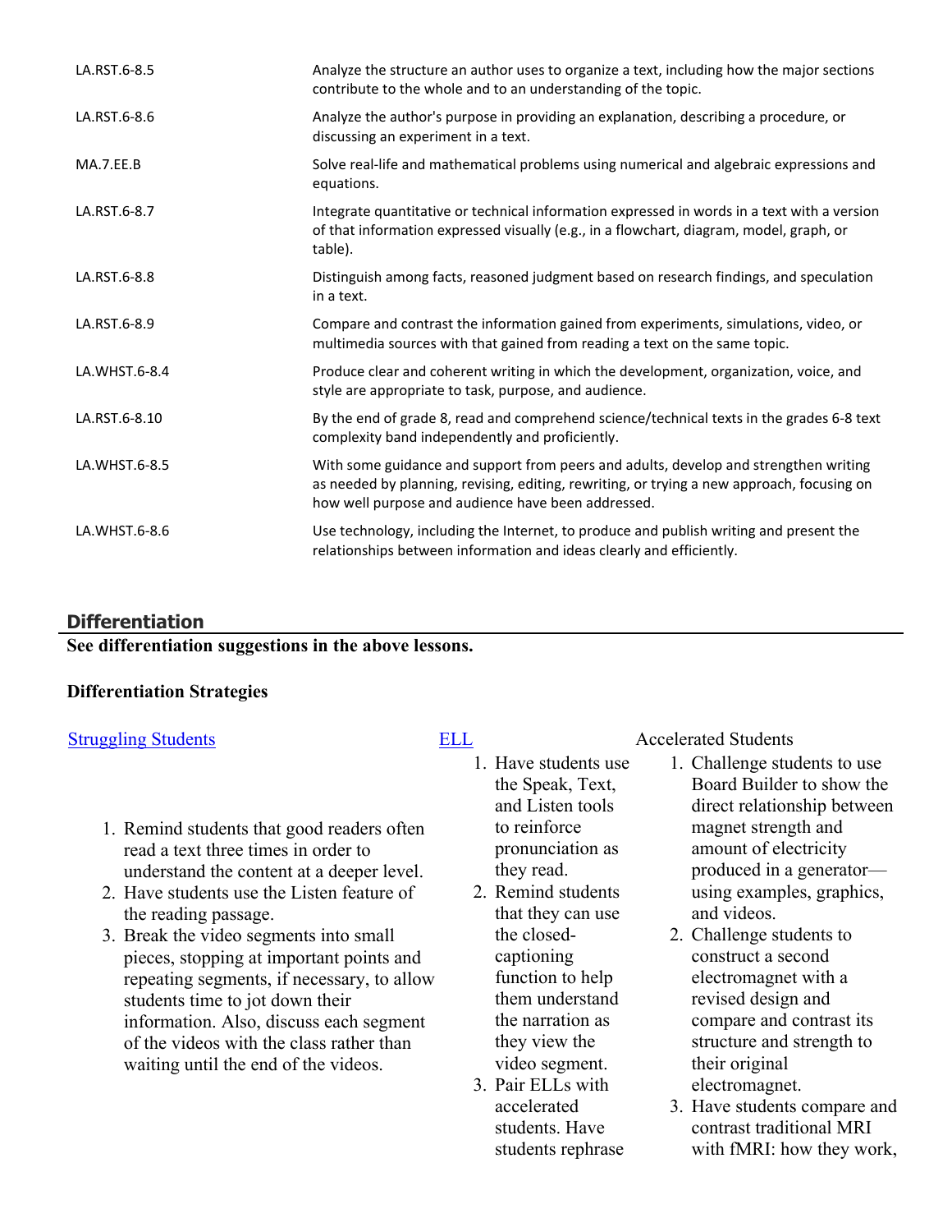| | |
|---|---|
| LA.RST.6-8.5 | Analyze the structure an author uses to organize a text, including how the major sections contribute to the whole and to an understanding of the topic. |
| LA.RST.6-8.6 | Analyze the author's purpose in providing an explanation, describing a procedure, or discussing an experiment in a text. |
| MA.7.EE.B | Solve real-life and mathematical problems using numerical and algebraic expressions and equations. |
| LA.RST.6-8.7 | Integrate quantitative or technical information expressed in words in a text with a version of that information expressed visually (e.g., in a flowchart, diagram, model, graph, or table). |
| LA.RST.6-8.8 | Distinguish among facts, reasoned judgment based on research findings, and speculation in a text. |
| LA.RST.6-8.9 | Compare and contrast the information gained from experiments, simulations, video, or multimedia sources with that gained from reading a text on the same topic. |
| LA.WHST.6-8.4 | Produce clear and coherent writing in which the development, organization, voice, and style are appropriate to task, purpose, and audience. |
| LA.RST.6-8.10 | By the end of grade 8, read and comprehend science/technical texts in the grades 6-8 text complexity band independently and proficiently. |
| LA.WHST.6-8.5 | With some guidance and support from peers and adults, develop and strengthen writing as needed by planning, revising, editing, rewriting, or trying a new approach, focusing on how well purpose and audience have been addressed. |
| LA.WHST.6-8.6 | Use technology, including the Internet, to produce and publish writing and present the relationships between information and ideas clearly and efficiently. |

## Differentiation

**See differentiation suggestions in the above lessons.**

**Differentiation Strategies**

[Struggling Students]

1. Remind students that good readers often read a text three times in order to understand the content at a deeper level.
2. Have students use the Listen feature of the reading passage.
3. Break the video segments into small pieces, stopping at important points and repeating segments, if necessary, to allow students time to jot down their information. Also, discuss each segment of the videos with the class rather than waiting until the end of the videos.

[ELL]

1. Have students use the Speak, Text, and Listen tools to reinforce pronunciation as they read.
2. Remind students that they can use the closed-captioning function to help them understand the narration as they view the video segment.
3. Pair ELLs with accelerated students. Have students rephrase

Accelerated Students

1. Challenge students to use Board Builder to show the direct relationship between magnet strength and amount of electricity produced in a generator—using examples, graphics, and videos.
2. Challenge students to construct a second electromagnet with a revised design and compare and contrast its structure and strength to their original electromagnet.
3. Have students compare and contrast traditional MRI with fMRI: how they work,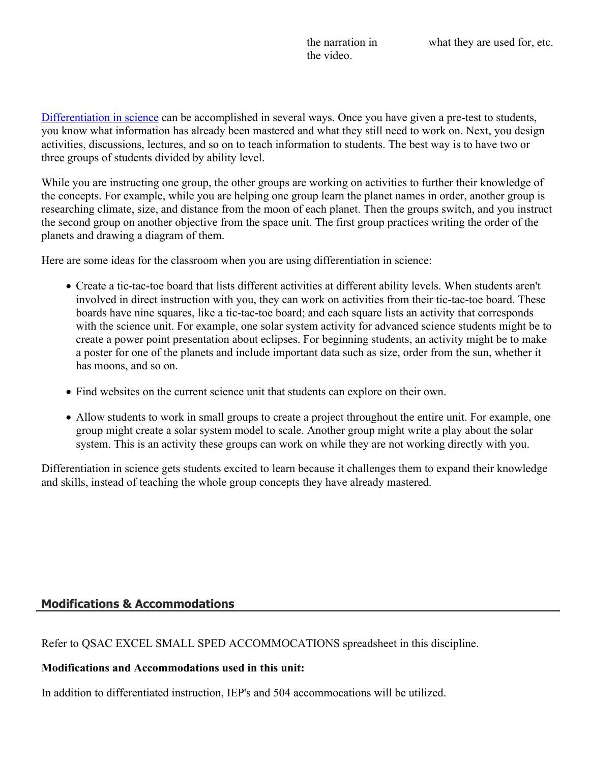| | | |
|---|---|---|
| | the narration in the video. | what they are used for, etc. |

[Differentiation in science](#) can be accomplished in several ways. Once you have given a pre-test to students, you know what information has already been mastered and what they still need to work on. Next, you design activities, discussions, lectures, and so on to teach information to students. The best way is to have two or three groups of students divided by ability level.

While you are instructing one group, the other groups are working on activities to further their knowledge of the concepts. For example, while you are helping one group learn the planet names in order, another group is researching climate, size, and distance from the moon of each planet. Then the groups switch, and you instruct the second group on another objective from the space unit. The first group practices writing the order of the planets and drawing a diagram of them.

Here are some ideas for the classroom when you are using differentiation in science:

- Create a tic-tac-toe board that lists different activities at different ability levels. When students aren't involved in direct instruction with you, they can work on activities from their tic-tac-toe board. These boards have nine squares, like a tic-tac-toe board; and each square lists an activity that corresponds with the science unit. For example, one solar system activity for advanced science students might be to create a power point presentation about eclipses. For beginning students, an activity might be to make a poster for one of the planets and include important data such as size, order from the sun, whether it has moons, and so on.
- Find websites on the current science unit that students can explore on their own.
- Allow students to work in small groups to create a project throughout the entire unit. For example, one group might create a solar system model to scale. Another group might write a play about the solar system. This is an activity these groups can work on while they are not working directly with you.

Differentiation in science gets students excited to learn because it challenges them to expand their knowledge and skills, instead of teaching the whole group concepts they have already mastered.

## Modifications & Accommodations

Refer to QSAC EXCEL SMALL SPED ACCOMMOCATIONS spreadsheet in this discipline.

**Modifications and Accommodations used in this unit:**

In addition to differentiated instruction, IEP's and 504 accommocations will be utilized.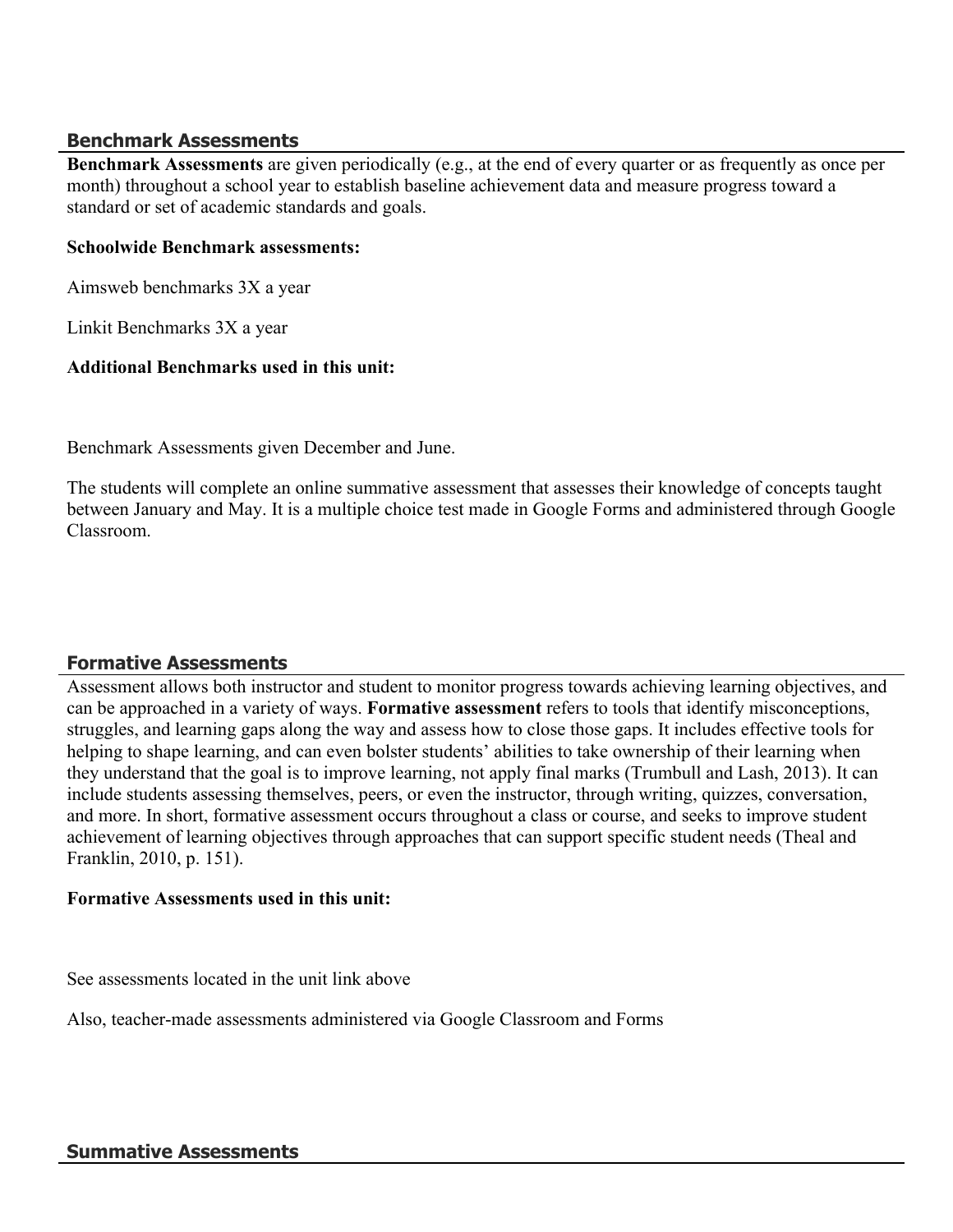## Benchmark Assessments

**Benchmark Assessments** are given periodically (e.g., at the end of every quarter or as frequently as once per month) throughout a school year to establish baseline achievement data and measure progress toward a standard or set of academic standards and goals.

**Schoolwide Benchmark assessments:**

Aimsweb benchmarks 3X a year

Linkit Benchmarks 3X a year

**Additional Benchmarks used in this unit:**

Benchmark Assessments given December and June.

The students will complete an online summative assessment that assesses their knowledge of concepts taught between January and May. It is a multiple choice test made in Google Forms and administered through Google Classroom.

## Formative Assessments

Assessment allows both instructor and student to monitor progress towards achieving learning objectives, and can be approached in a variety of ways. **Formative assessment** refers to tools that identify misconceptions, struggles, and learning gaps along the way and assess how to close those gaps. It includes effective tools for helping to shape learning, and can even bolster students' abilities to take ownership of their learning when they understand that the goal is to improve learning, not apply final marks (Trumbull and Lash, 2013). It can include students assessing themselves, peers, or even the instructor, through writing, quizzes, conversation, and more. In short, formative assessment occurs throughout a class or course, and seeks to improve student achievement of learning objectives through approaches that can support specific student needs (Theal and Franklin, 2010, p. 151).

**Formative Assessments used in this unit:**

See assessments located in the unit link above

Also, teacher-made assessments administered via Google Classroom and Forms

## Summative Assessments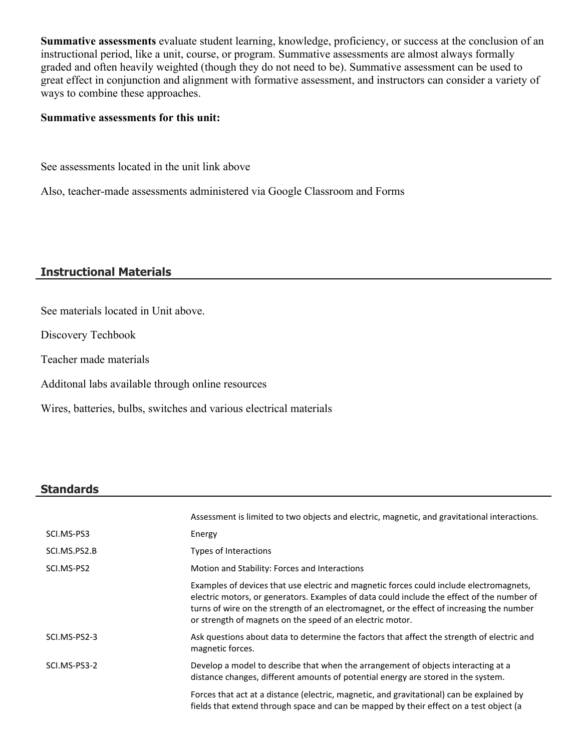**Summative assessments** evaluate student learning, knowledge, proficiency, or success at the conclusion of an instructional period, like a unit, course, or program. Summative assessments are almost always formally graded and often heavily weighted (though they do not need to be). Summative assessment can be used to great effect in conjunction and alignment with formative assessment, and instructors can consider a variety of ways to combine these approaches.

**Summative assessments for this unit:**

See assessments located in the unit link above

Also, teacher-made assessments administered via Google Classroom and Forms

## Instructional Materials

See materials located in Unit above.

Discovery Techbook

Teacher made materials

Additonal labs available through online resources

Wires, batteries, bulbs, switches and various electrical materials

## Standards

| | |
|---|---|
| | Assessment is limited to two objects and electric, magnetic, and gravitational interactions. |
| SCI.MS-PS3 | Energy |
| SCI.MS.PS2.B | Types of Interactions |
| SCI.MS-PS2 | Motion and Stability: Forces and Interactions |
| | Examples of devices that use electric and magnetic forces could include electromagnets, electric motors, or generators. Examples of data could include the effect of the number of turns of wire on the strength of an electromagnet, or the effect of increasing the number or strength of magnets on the speed of an electric motor. |
| SCI.MS-PS2-3 | Ask questions about data to determine the factors that affect the strength of electric and magnetic forces. |
| SCI.MS-PS3-2 | Develop a model to describe that when the arrangement of objects interacting at a distance changes, different amounts of potential energy are stored in the system. |
| | Forces that act at a distance (electric, magnetic, and gravitational) can be explained by fields that extend through space and can be mapped by their effect on a test object (a |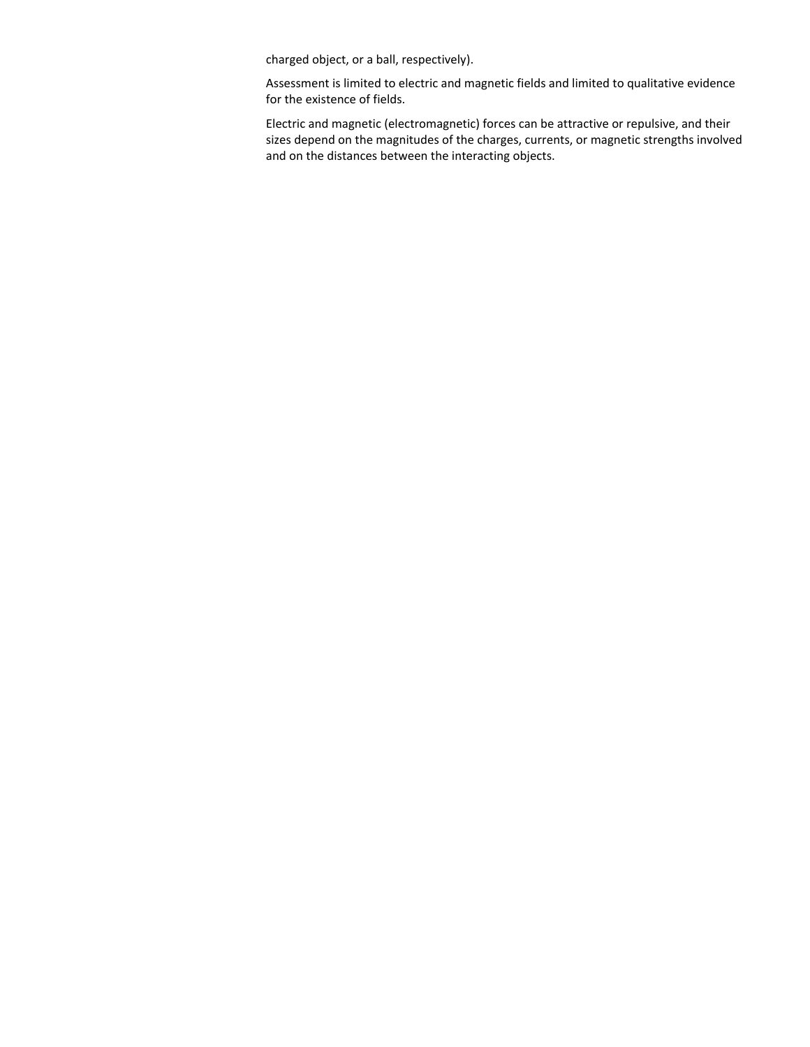charged object, or a ball, respectively).

Assessment is limited to electric and magnetic fields and limited to qualitative evidence for the existence of fields.

Electric and magnetic (electromagnetic) forces can be attractive or repulsive, and their sizes depend on the magnitudes of the charges, currents, or magnetic strengths involved and on the distances between the interacting objects.